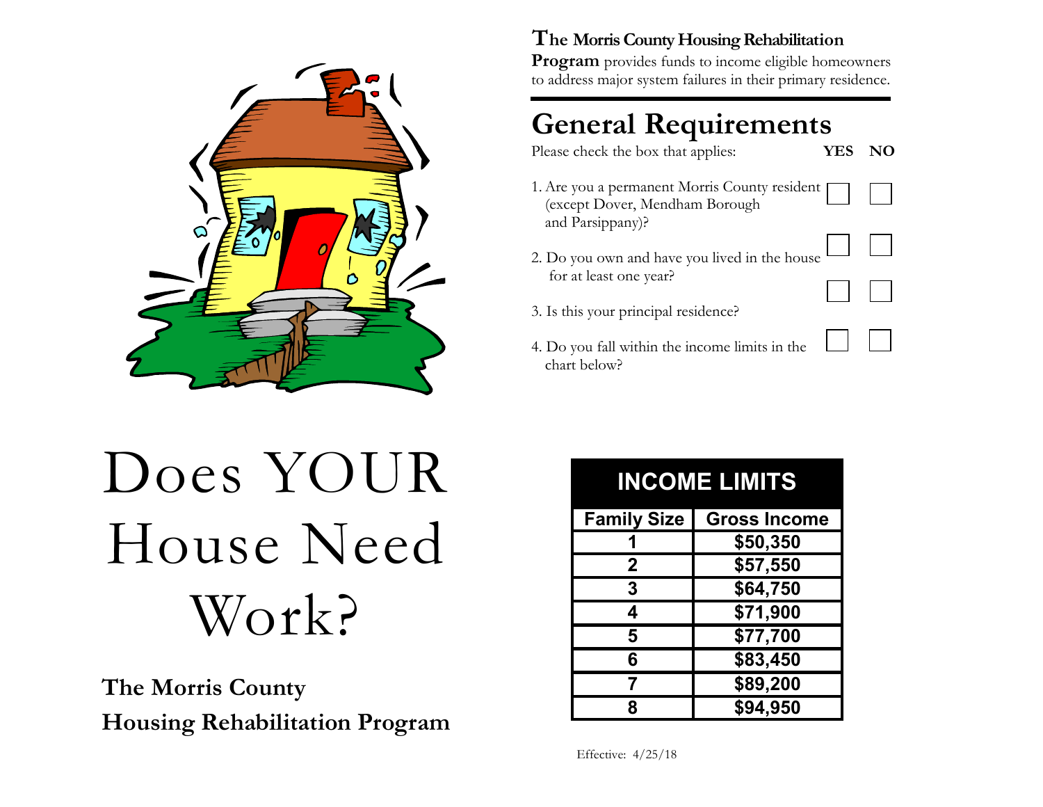# Does YOUR House Need Work?

**The Morris County Housing Rehabilitation Program**

**The Morris County Housing Rehabilitation Program** provides funds to income eligible homeowners to address major system failures in their primary residence.

## General Requirements

Please check the box that applies:

| | YES | NO |
|---|---|---|
| 1. Are you a permanent Morris County resident (except Dover, Mendham Borough and Parsippany)? | ☐ | ☐ |
| 2. Do you own and have you lived in the house for at least one year? | ☐ | ☐ |
| 3. Is this your principal residence? | ☐ | ☐ |
| 4. Do you fall within the income limits in the chart below? | ☐ | ☐ |

**INCOME LIMITS**

| Family Size | Gross Income |
|---|---|
| 1 | $50,350 |
| 2 | $57,550 |
| 3 | $64,750 |
| 4 | $71,900 |
| 5 | $77,700 |
| 6 | $83,450 |
| 7 | $89,200 |
| 8 | $94,950 |

Effective: 4/25/18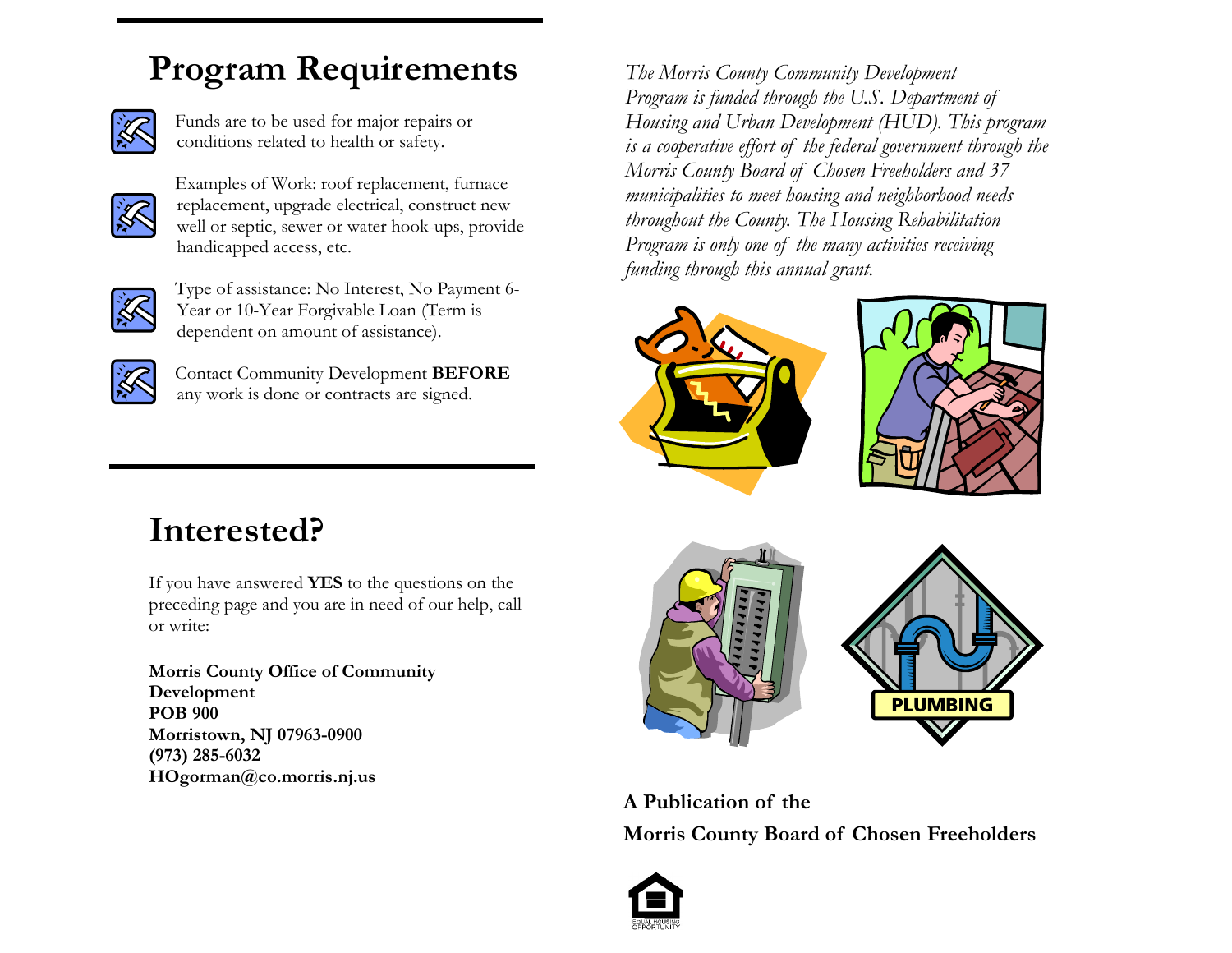## Program Requirements

- Funds are to be used for major repairs or conditions related to health or safety.
- Examples of Work: roof replacement, furnace replacement, upgrade electrical, construct new well or septic, sewer or water hook-ups, provide handicapped access, etc.
- Type of assistance: No Interest, No Payment 6-Year or 10-Year Forgivable Loan (Term is dependent on amount of assistance).
- Contact Community Development **BEFORE** any work is done or contracts are signed.

## Interested?

If you have answered **YES** to the questions on the preceding page and you are in need of our help, call or write:

**Morris County Office of Community Development**
**POB 900**
**Morristown, NJ 07963-0900**
**(973) 285-6032**
**HOgorman@co.morris.nj.us**

*The Morris County Community Development Program is funded through the U.S. Department of Housing and Urban Development (HUD). This program is a cooperative effort of the federal government through the Morris County Board of Chosen Freeholders and 37 municipalities to meet housing and neighborhood needs throughout the County. The Housing Rehabilitation Program is only one of the many activities receiving funding through this annual grant.*

PLUMBING

**A Publication of the**
**Morris County Board of Chosen Freeholders**

EQUAL HOUSING OPPORTUNITY